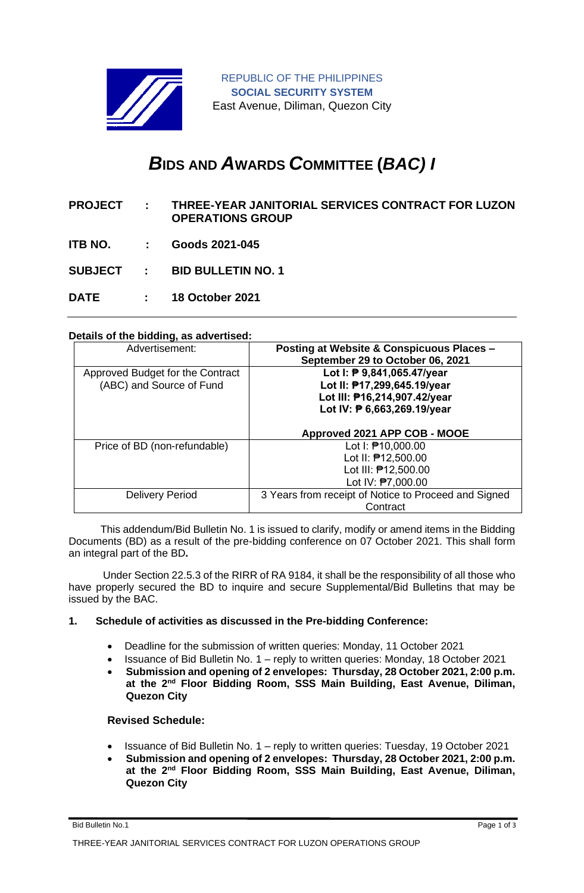REPUBLIC OF THE PHILIPPINES
**SOCIAL SECURITY SYSTEM**
East Avenue, Diliman, Quezon City

# *B*IDS AND *A*WARDS *C*OMMITTEE (*BAC) I*

**PROJECT : THREE-YEAR JANITORIAL SERVICES CONTRACT FOR LUZON OPERATIONS GROUP**

**ITB NO. : Goods 2021-045**

**SUBJECT : BID BULLETIN NO. 1**

**DATE : 18 October 2021**

---

**Details of the bidding, as advertised:**

| Advertisement: | **Posting at Website & Conspicuous Places – September 29 to October 06, 2021** |
|---|---|
| Approved Budget for the Contract (ABC) and Source of Fund | **Lot I: ₱ 9,841,065.47/year**<br>**Lot II: ₱17,299,645.19/year**<br>**Lot III: ₱16,214,907.42/year**<br>**Lot IV: ₱ 6,663,269.19/year**<br><br>**Approved 2021 APP COB - MOOE** |
| Price of BD (non-refundable) | Lot I: ₱10,000.00<br>Lot II: ₱12,500.00<br>Lot III: ₱12,500.00<br>Lot IV: ₱7,000.00 |
| Delivery Period | 3 Years from receipt of Notice to Proceed and Signed Contract |

This addendum/Bid Bulletin No. 1 is issued to clarify, modify or amend items in the Bidding Documents (BD) as a result of the pre-bidding conference on 07 October 2021. This shall form an integral part of the BD**.**

Under Section 22.5.3 of the RIRR of RA 9184, it shall be the responsibility of all those who have properly secured the BD to inquire and secure Supplemental/Bid Bulletins that may be issued by the BAC.

**1. Schedule of activities as discussed in the Pre-bidding Conference:**

- Deadline for the submission of written queries: Monday, 11 October 2021
- Issuance of Bid Bulletin No. 1 – reply to written queries: Monday, 18 October 2021
- **Submission and opening of 2 envelopes: Thursday, 28 October 2021, 2:00 p.m. at the 2nd Floor Bidding Room, SSS Main Building, East Avenue, Diliman, Quezon City**

**Revised Schedule:**

- Issuance of Bid Bulletin No. 1 – reply to written queries: Tuesday, 19 October 2021
- **Submission and opening of 2 envelopes: Thursday, 28 October 2021, 2:00 p.m. at the 2nd Floor Bidding Room, SSS Main Building, East Avenue, Diliman, Quezon City**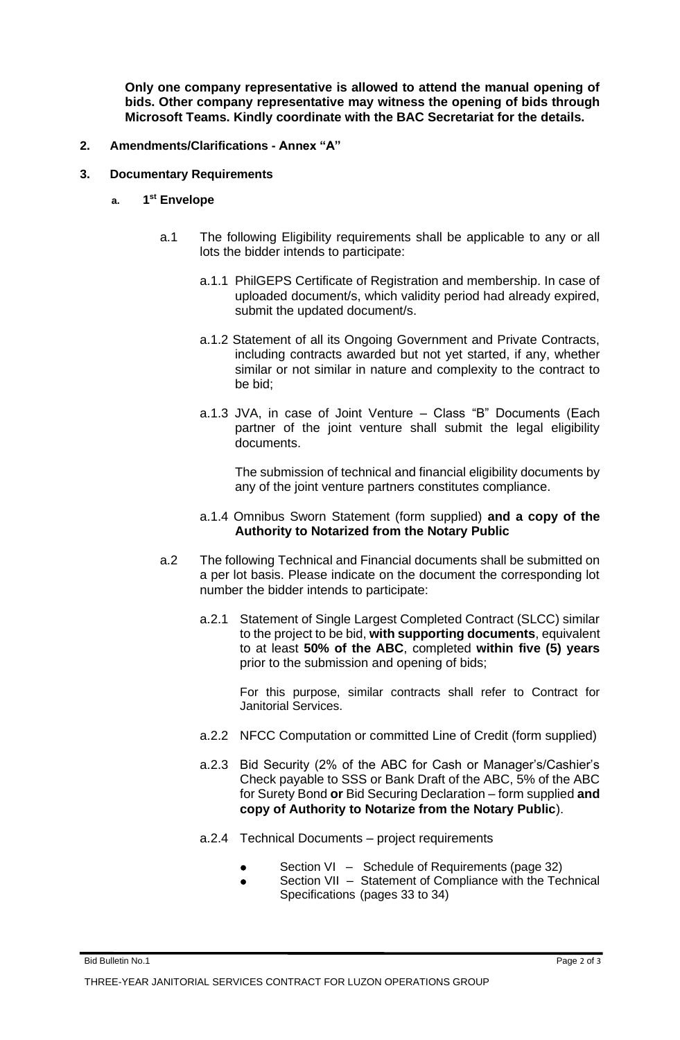**Only one company representative is allowed to attend the manual opening of bids. Other company representative may witness the opening of bids through Microsoft Teams. Kindly coordinate with the BAC Secretariat for the details.**

**2. Amendments/Clarifications - Annex "A"**

**3. Documentary Requirements**

**a. 1st Envelope**

a.1 The following Eligibility requirements shall be applicable to any or all lots the bidder intends to participate:

a.1.1 PhilGEPS Certificate of Registration and membership. In case of uploaded document/s, which validity period had already expired, submit the updated document/s.

a.1.2 Statement of all its Ongoing Government and Private Contracts, including contracts awarded but not yet started, if any, whether similar or not similar in nature and complexity to the contract to be bid;

a.1.3 JVA, in case of Joint Venture – Class "B" Documents (Each partner of the joint venture shall submit the legal eligibility documents.

The submission of technical and financial eligibility documents by any of the joint venture partners constitutes compliance.

a.1.4 Omnibus Sworn Statement (form supplied) **and a copy of the Authority to Notarized from the Notary Public**

a.2 The following Technical and Financial documents shall be submitted on a per lot basis. Please indicate on the document the corresponding lot number the bidder intends to participate:

a.2.1 Statement of Single Largest Completed Contract (SLCC) similar to the project to be bid, **with supporting documents**, equivalent to at least **50% of the ABC**, completed **within five (5) years** prior to the submission and opening of bids;

For this purpose, similar contracts shall refer to Contract for Janitorial Services.

a.2.2 NFCC Computation or committed Line of Credit (form supplied)

a.2.3 Bid Security (2% of the ABC for Cash or Manager's/Cashier's Check payable to SSS or Bank Draft of the ABC, 5% of the ABC for Surety Bond **or** Bid Securing Declaration – form supplied **and copy of Authority to Notarize from the Notary Public**).

a.2.4 Technical Documents – project requirements

- Section VI – Schedule of Requirements (page 32)
- Section VII – Statement of Compliance with the Technical Specifications (pages 33 to 34)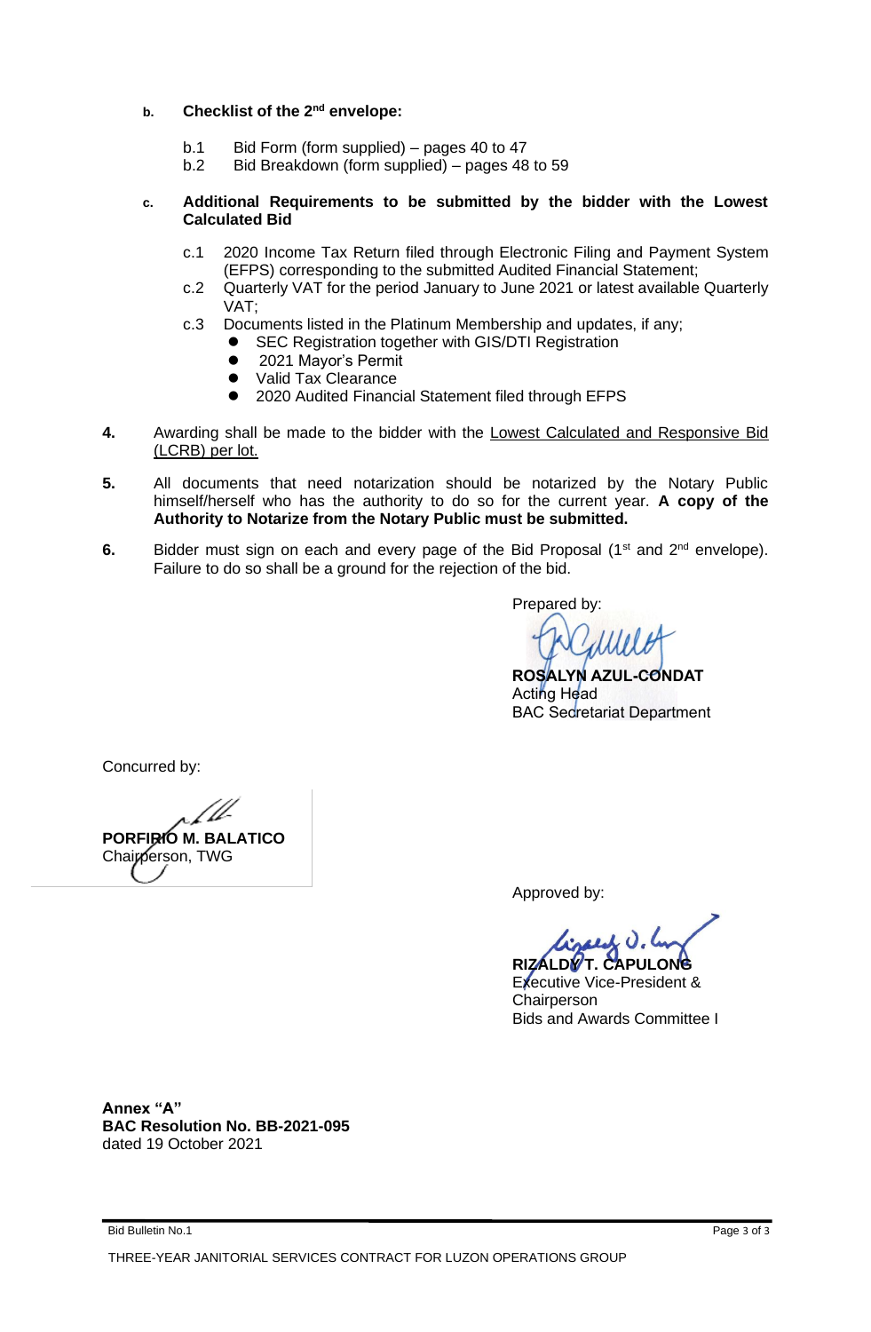**b. Checklist of the 2nd envelope:**

- b.1 Bid Form (form supplied) – pages 40 to 47
- b.2 Bid Breakdown (form supplied) – pages 48 to 59

**c. Additional Requirements to be submitted by the bidder with the Lowest Calculated Bid**

- c.1 2020 Income Tax Return filed through Electronic Filing and Payment System (EFPS) corresponding to the submitted Audited Financial Statement;
- c.2 Quarterly VAT for the period January to June 2021 or latest available Quarterly VAT;
- c.3 Documents listed in the Platinum Membership and updates, if any;
  - SEC Registration together with GIS/DTI Registration
  - 2021 Mayor's Permit
  - Valid Tax Clearance
  - 2020 Audited Financial Statement filed through EFPS

**4.** Awarding shall be made to the bidder with the Lowest Calculated and Responsive Bid (LCRB) per lot.

**5.** All documents that need notarization should be notarized by the Notary Public himself/herself who has the authority to do so for the current year. **A copy of the Authority to Notarize from the Notary Public must be submitted.**

**6.** Bidder must sign on each and every page of the Bid Proposal (1st and 2nd envelope). Failure to do so shall be a ground for the rejection of the bid.

Prepared by:

**ROSALYN AZUL-CONDAT**
Acting Head
BAC Secretariat Department

Concurred by:

**PORFIRIO M. BALATICO**
Chairperson, TWG

Approved by:

**RIZALDY T. CAPULONG**
Executive Vice-President &
Chairperson
Bids and Awards Committee I

**Annex "A"**
**BAC Resolution No. BB-2021-095**
dated 19 October 2021